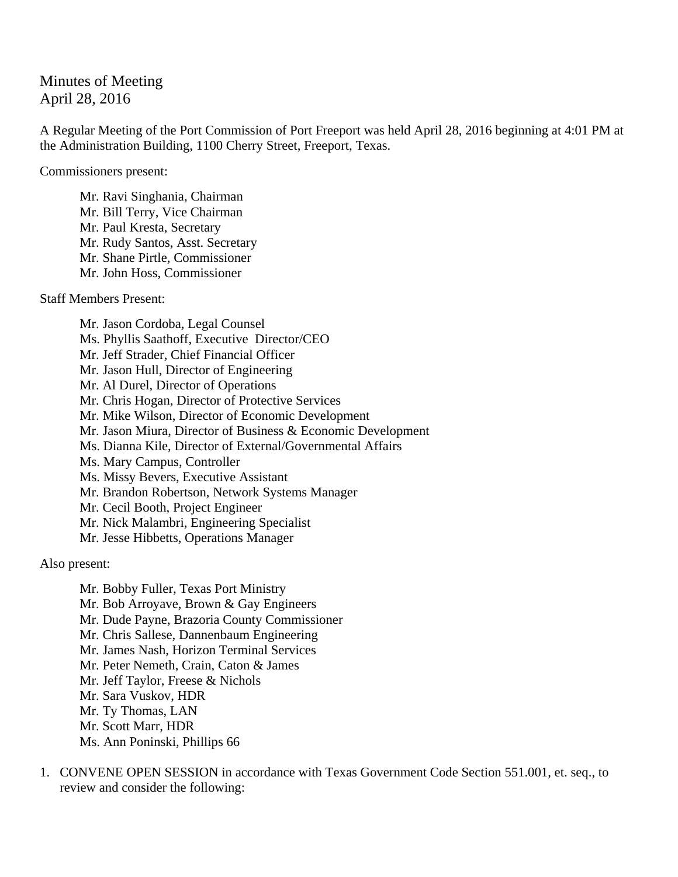Minutes of Meeting
April 28, 2016

A Regular Meeting of the Port Commission of Port Freeport was held April 28, 2016 beginning at 4:01 PM at the Administration Building, 1100 Cherry Street, Freeport, Texas.

Commissioners present:

Mr. Ravi Singhania, Chairman
Mr. Bill Terry, Vice Chairman
Mr. Paul Kresta, Secretary
Mr. Rudy Santos, Asst. Secretary
Mr. Shane Pirtle, Commissioner
Mr. John Hoss, Commissioner

Staff Members Present:

Mr. Jason Cordoba, Legal Counsel
Ms. Phyllis Saathoff, Executive Director/CEO
Mr. Jeff Strader, Chief Financial Officer
Mr. Jason Hull, Director of Engineering
Mr. Al Durel, Director of Operations
Mr. Chris Hogan, Director of Protective Services
Mr. Mike Wilson, Director of Economic Development
Mr. Jason Miura, Director of Business & Economic Development
Ms. Dianna Kile, Director of External/Governmental Affairs
Ms. Mary Campus, Controller
Ms. Missy Bevers, Executive Assistant
Mr. Brandon Robertson, Network Systems Manager
Mr. Cecil Booth, Project Engineer
Mr. Nick Malambri, Engineering Specialist
Mr. Jesse Hibbetts, Operations Manager

Also present:

Mr. Bobby Fuller, Texas Port Ministry
Mr. Bob Arroyave, Brown & Gay Engineers
Mr. Dude Payne, Brazoria County Commissioner
Mr. Chris Sallese, Dannenbaum Engineering
Mr. James Nash, Horizon Terminal Services
Mr. Peter Nemeth, Crain, Caton & James
Mr. Jeff Taylor, Freese & Nichols
Mr. Sara Vuskov, HDR
Mr. Ty Thomas, LAN
Mr. Scott Marr, HDR
Ms. Ann Poninski, Phillips 66

1. CONVENE OPEN SESSION in accordance with Texas Government Code Section 551.001, et. seq., to review and consider the following: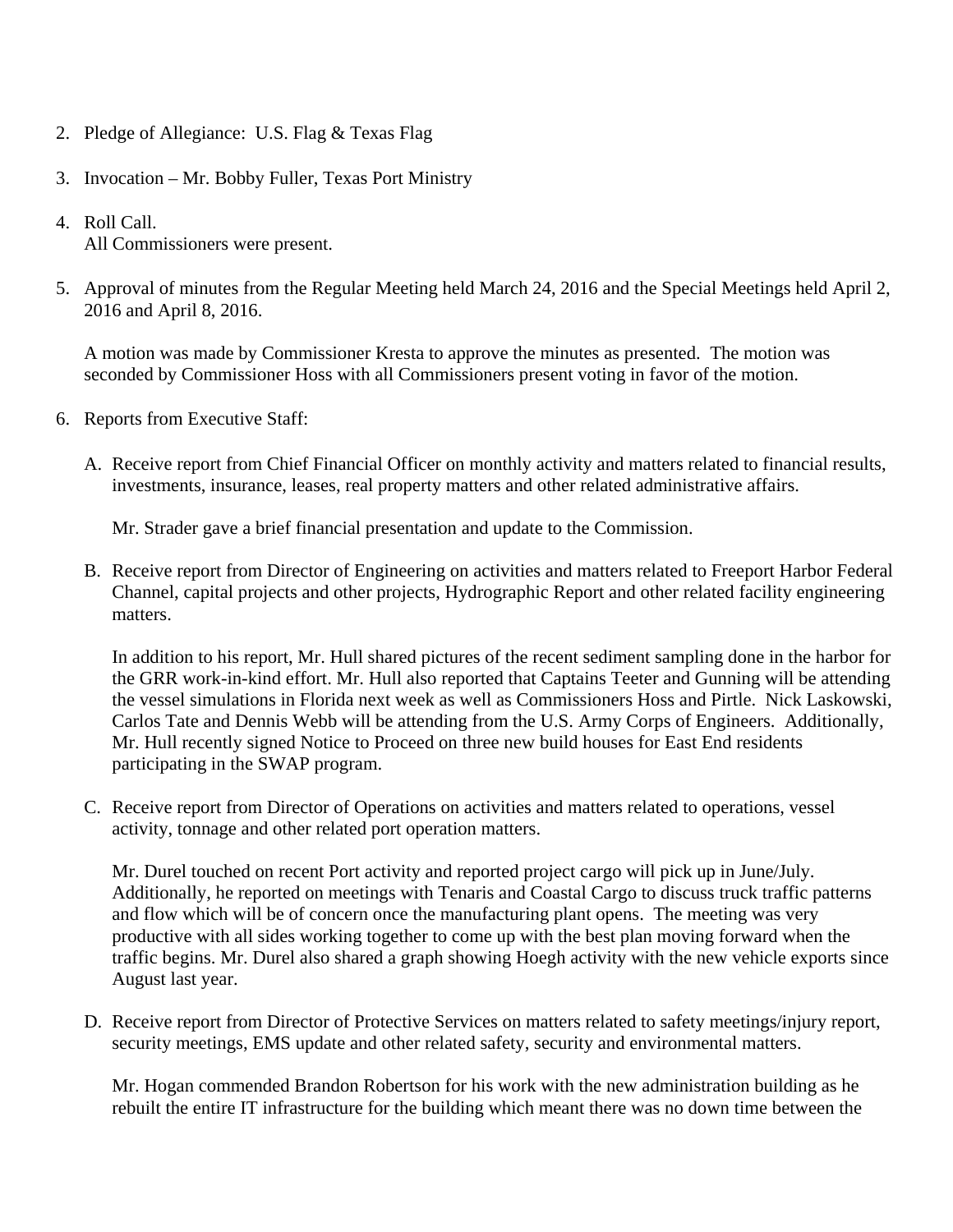2. Pledge of Allegiance: U.S. Flag & Texas Flag

3. Invocation – Mr. Bobby Fuller, Texas Port Ministry

4. Roll Call.
   All Commissioners were present.

5. Approval of minutes from the Regular Meeting held March 24, 2016 and the Special Meetings held April 2, 2016 and April 8, 2016.

   A motion was made by Commissioner Kresta to approve the minutes as presented. The motion was seconded by Commissioner Hoss with all Commissioners present voting in favor of the motion.

6. Reports from Executive Staff:

   A. Receive report from Chief Financial Officer on monthly activity and matters related to financial results, investments, insurance, leases, real property matters and other related administrative affairs.

      Mr. Strader gave a brief financial presentation and update to the Commission.

   B. Receive report from Director of Engineering on activities and matters related to Freeport Harbor Federal Channel, capital projects and other projects, Hydrographic Report and other related facility engineering matters.

      In addition to his report, Mr. Hull shared pictures of the recent sediment sampling done in the harbor for the GRR work-in-kind effort. Mr. Hull also reported that Captains Teeter and Gunning will be attending the vessel simulations in Florida next week as well as Commissioners Hoss and Pirtle. Nick Laskowski, Carlos Tate and Dennis Webb will be attending from the U.S. Army Corps of Engineers. Additionally, Mr. Hull recently signed Notice to Proceed on three new build houses for East End residents participating in the SWAP program.

   C. Receive report from Director of Operations on activities and matters related to operations, vessel activity, tonnage and other related port operation matters.

      Mr. Durel touched on recent Port activity and reported project cargo will pick up in June/July. Additionally, he reported on meetings with Tenaris and Coastal Cargo to discuss truck traffic patterns and flow which will be of concern once the manufacturing plant opens. The meeting was very productive with all sides working together to come up with the best plan moving forward when the traffic begins. Mr. Durel also shared a graph showing Hoegh activity with the new vehicle exports since August last year.

   D. Receive report from Director of Protective Services on matters related to safety meetings/injury report, security meetings, EMS update and other related safety, security and environmental matters.

      Mr. Hogan commended Brandon Robertson for his work with the new administration building as he rebuilt the entire IT infrastructure for the building which meant there was no down time between the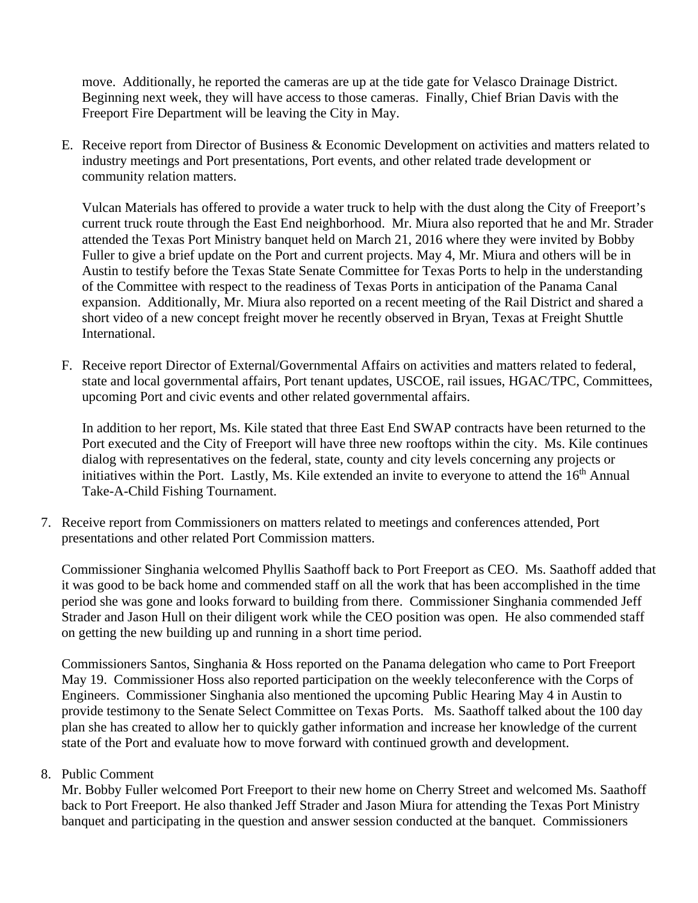move. Additionally, he reported the cameras are up at the tide gate for Velasco Drainage District. Beginning next week, they will have access to those cameras. Finally, Chief Brian Davis with the Freeport Fire Department will be leaving the City in May.

E. Receive report from Director of Business & Economic Development on activities and matters related to industry meetings and Port presentations, Port events, and other related trade development or community relation matters.

   Vulcan Materials has offered to provide a water truck to help with the dust along the City of Freeport's current truck route through the East End neighborhood. Mr. Miura also reported that he and Mr. Strader attended the Texas Port Ministry banquet held on March 21, 2016 where they were invited by Bobby Fuller to give a brief update on the Port and current projects. May 4, Mr. Miura and others will be in Austin to testify before the Texas State Senate Committee for Texas Ports to help in the understanding of the Committee with respect to the readiness of Texas Ports in anticipation of the Panama Canal expansion. Additionally, Mr. Miura also reported on a recent meeting of the Rail District and shared a short video of a new concept freight mover he recently observed in Bryan, Texas at Freight Shuttle International.

F. Receive report Director of External/Governmental Affairs on activities and matters related to federal, state and local governmental affairs, Port tenant updates, USCOE, rail issues, HGAC/TPC, Committees, upcoming Port and civic events and other related governmental affairs.

   In addition to her report, Ms. Kile stated that three East End SWAP contracts have been returned to the Port executed and the City of Freeport will have three new rooftops within the city. Ms. Kile continues dialog with representatives on the federal, state, county and city levels concerning any projects or initiatives within the Port. Lastly, Ms. Kile extended an invite to everyone to attend the 16th Annual Take-A-Child Fishing Tournament.

7. Receive report from Commissioners on matters related to meetings and conferences attended, Port presentations and other related Port Commission matters.

   Commissioner Singhania welcomed Phyllis Saathoff back to Port Freeport as CEO. Ms. Saathoff added that it was good to be back home and commended staff on all the work that has been accomplished in the time period she was gone and looks forward to building from there. Commissioner Singhania commended Jeff Strader and Jason Hull on their diligent work while the CEO position was open. He also commended staff on getting the new building up and running in a short time period.

   Commissioners Santos, Singhania & Hoss reported on the Panama delegation who came to Port Freeport May 19. Commissioner Hoss also reported participation on the weekly teleconference with the Corps of Engineers. Commissioner Singhania also mentioned the upcoming Public Hearing May 4 in Austin to provide testimony to the Senate Select Committee on Texas Ports. Ms. Saathoff talked about the 100 day plan she has created to allow her to quickly gather information and increase her knowledge of the current state of the Port and evaluate how to move forward with continued growth and development.

8. Public Comment

   Mr. Bobby Fuller welcomed Port Freeport to their new home on Cherry Street and welcomed Ms. Saathoff back to Port Freeport. He also thanked Jeff Strader and Jason Miura for attending the Texas Port Ministry banquet and participating in the question and answer session conducted at the banquet. Commissioners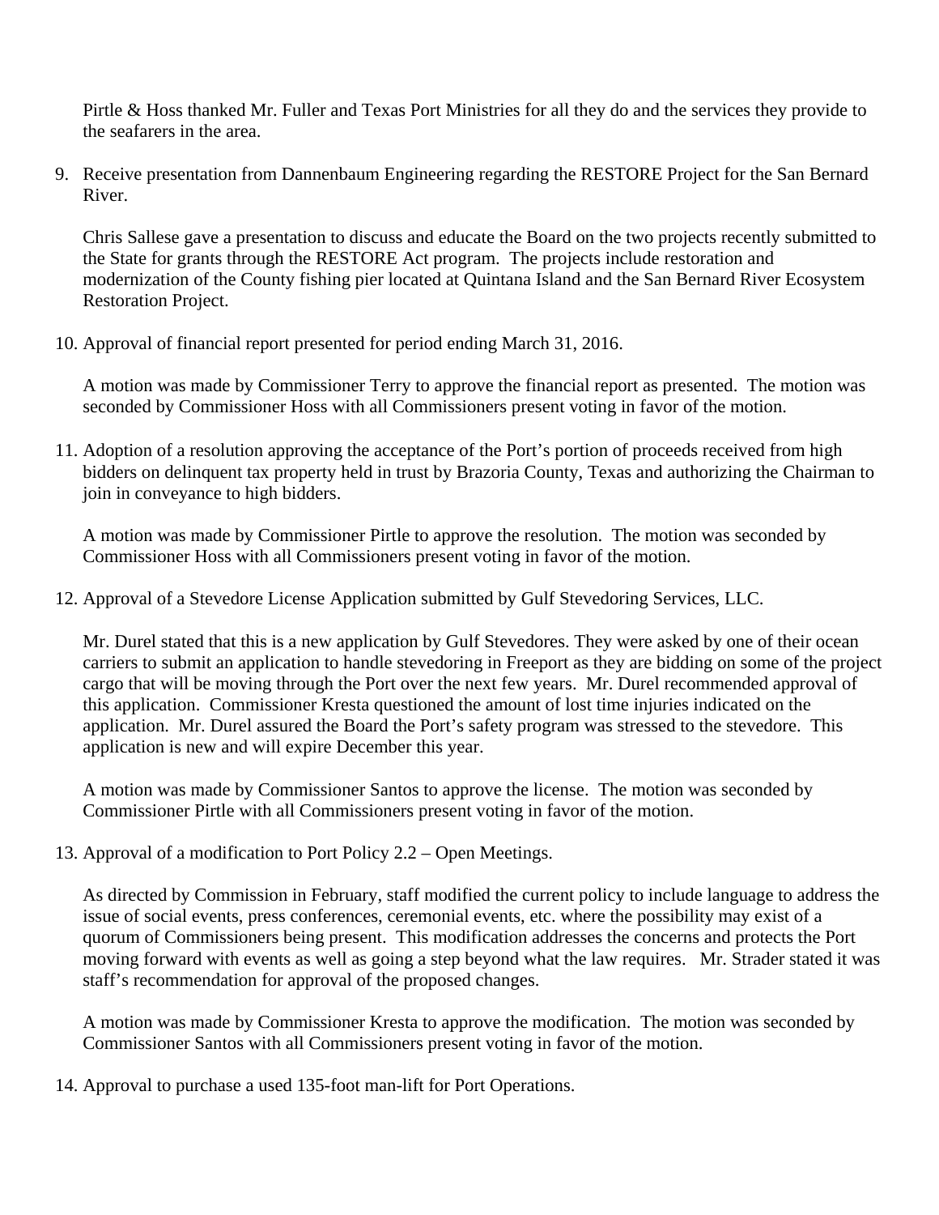Pirtle & Hoss thanked Mr. Fuller and Texas Port Ministries for all they do and the services they provide to the seafarers in the area.

9. Receive presentation from Dannenbaum Engineering regarding the RESTORE Project for the San Bernard River.

   Chris Sallese gave a presentation to discuss and educate the Board on the two projects recently submitted to the State for grants through the RESTORE Act program. The projects include restoration and modernization of the County fishing pier located at Quintana Island and the San Bernard River Ecosystem Restoration Project.

10. Approval of financial report presented for period ending March 31, 2016.

    A motion was made by Commissioner Terry to approve the financial report as presented. The motion was seconded by Commissioner Hoss with all Commissioners present voting in favor of the motion.

11. Adoption of a resolution approving the acceptance of the Port's portion of proceeds received from high bidders on delinquent tax property held in trust by Brazoria County, Texas and authorizing the Chairman to join in conveyance to high bidders.

    A motion was made by Commissioner Pirtle to approve the resolution. The motion was seconded by Commissioner Hoss with all Commissioners present voting in favor of the motion.

12. Approval of a Stevedore License Application submitted by Gulf Stevedoring Services, LLC.

    Mr. Durel stated that this is a new application by Gulf Stevedores. They were asked by one of their ocean carriers to submit an application to handle stevedoring in Freeport as they are bidding on some of the project cargo that will be moving through the Port over the next few years. Mr. Durel recommended approval of this application. Commissioner Kresta questioned the amount of lost time injuries indicated on the application. Mr. Durel assured the Board the Port's safety program was stressed to the stevedore. This application is new and will expire December this year.

    A motion was made by Commissioner Santos to approve the license. The motion was seconded by Commissioner Pirtle with all Commissioners present voting in favor of the motion.

13. Approval of a modification to Port Policy 2.2 – Open Meetings.

    As directed by Commission in February, staff modified the current policy to include language to address the issue of social events, press conferences, ceremonial events, etc. where the possibility may exist of a quorum of Commissioners being present. This modification addresses the concerns and protects the Port moving forward with events as well as going a step beyond what the law requires. Mr. Strader stated it was staff's recommendation for approval of the proposed changes.

    A motion was made by Commissioner Kresta to approve the modification. The motion was seconded by Commissioner Santos with all Commissioners present voting in favor of the motion.

14. Approval to purchase a used 135-foot man-lift for Port Operations.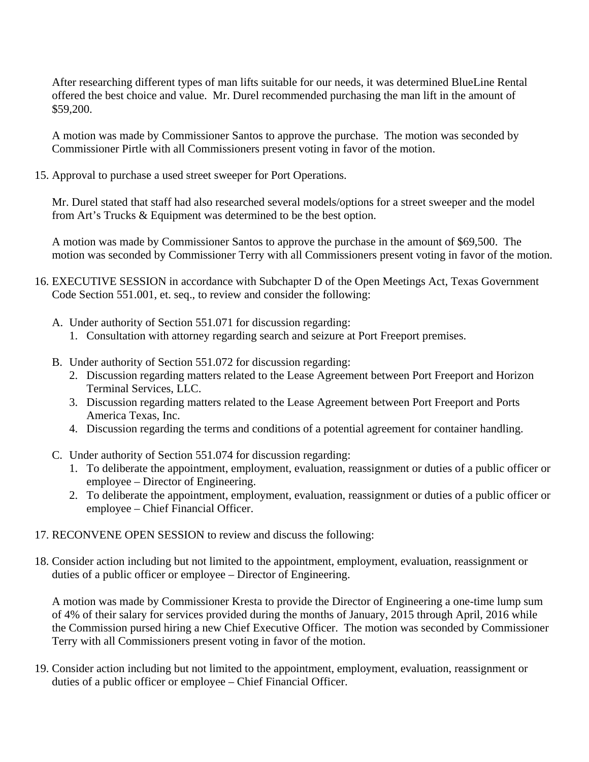After researching different types of man lifts suitable for our needs, it was determined BlueLine Rental offered the best choice and value. Mr. Durel recommended purchasing the man lift in the amount of $59,200.

A motion was made by Commissioner Santos to approve the purchase. The motion was seconded by Commissioner Pirtle with all Commissioners present voting in favor of the motion.

15. Approval to purchase a used street sweeper for Port Operations.

    Mr. Durel stated that staff had also researched several models/options for a street sweeper and the model from Art's Trucks & Equipment was determined to be the best option.

    A motion was made by Commissioner Santos to approve the purchase in the amount of $69,500. The motion was seconded by Commissioner Terry with all Commissioners present voting in favor of the motion.

16. EXECUTIVE SESSION in accordance with Subchapter D of the Open Meetings Act, Texas Government Code Section 551.001, et. seq., to review and consider the following:

    A. Under authority of Section 551.071 for discussion regarding:
        1. Consultation with attorney regarding search and seizure at Port Freeport premises.

    B. Under authority of Section 551.072 for discussion regarding:
        2. Discussion regarding matters related to the Lease Agreement between Port Freeport and Horizon Terminal Services, LLC.
        3. Discussion regarding matters related to the Lease Agreement between Port Freeport and Ports America Texas, Inc.
        4. Discussion regarding the terms and conditions of a potential agreement for container handling.

    C. Under authority of Section 551.074 for discussion regarding:
        1. To deliberate the appointment, employment, evaluation, reassignment or duties of a public officer or employee – Director of Engineering.
        2. To deliberate the appointment, employment, evaluation, reassignment or duties of a public officer or employee – Chief Financial Officer.

17. RECONVENE OPEN SESSION to review and discuss the following:

18. Consider action including but not limited to the appointment, employment, evaluation, reassignment or duties of a public officer or employee – Director of Engineering.

    A motion was made by Commissioner Kresta to provide the Director of Engineering a one-time lump sum of 4% of their salary for services provided during the months of January, 2015 through April, 2016 while the Commission pursed hiring a new Chief Executive Officer. The motion was seconded by Commissioner Terry with all Commissioners present voting in favor of the motion.

19. Consider action including but not limited to the appointment, employment, evaluation, reassignment or duties of a public officer or employee – Chief Financial Officer.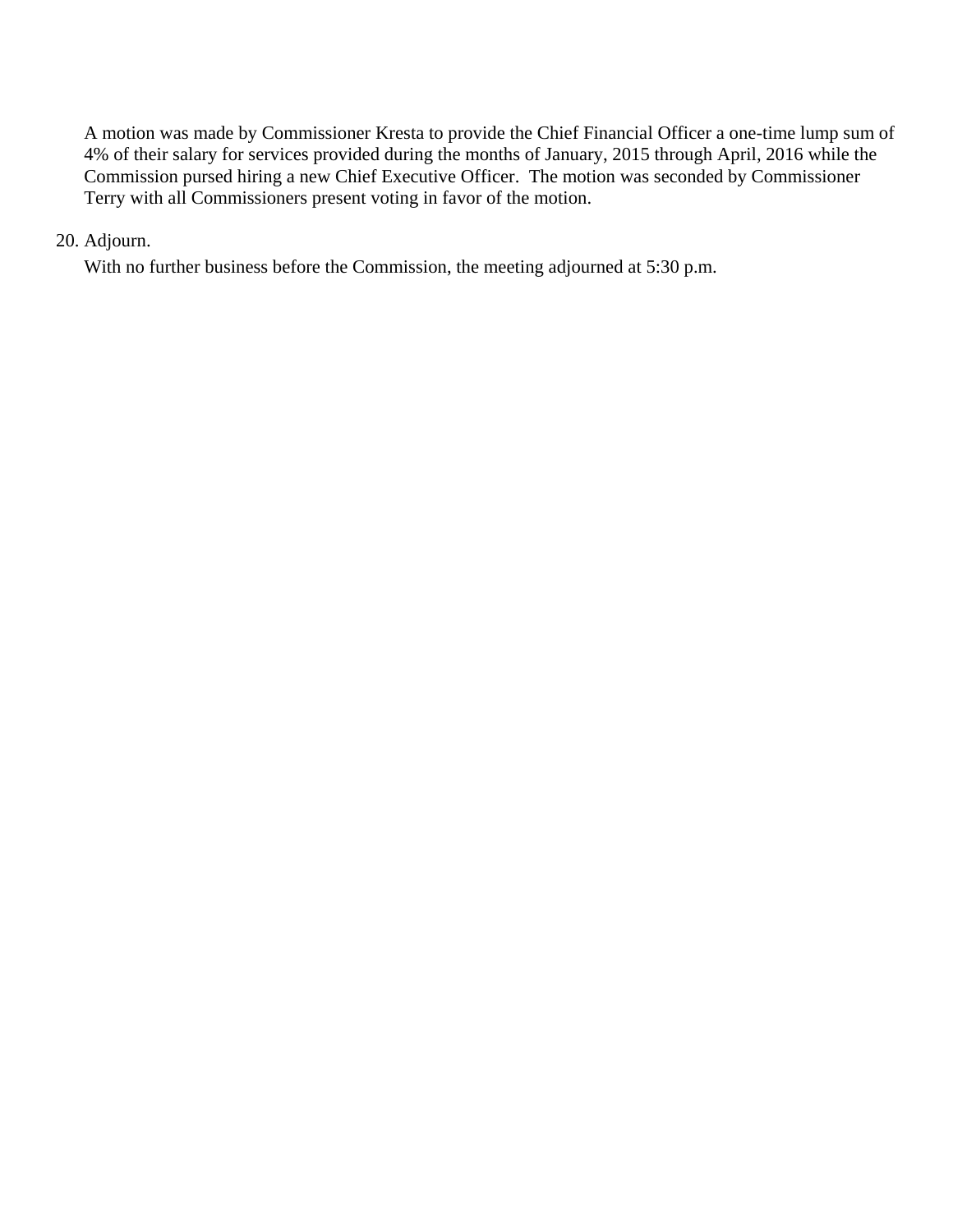A motion was made by Commissioner Kresta to provide the Chief Financial Officer a one-time lump sum of 4% of their salary for services provided during the months of January, 2015 through April, 2016 while the Commission pursed hiring a new Chief Executive Officer. The motion was seconded by Commissioner Terry with all Commissioners present voting in favor of the motion.

20. Adjourn.

    With no further business before the Commission, the meeting adjourned at 5:30 p.m.